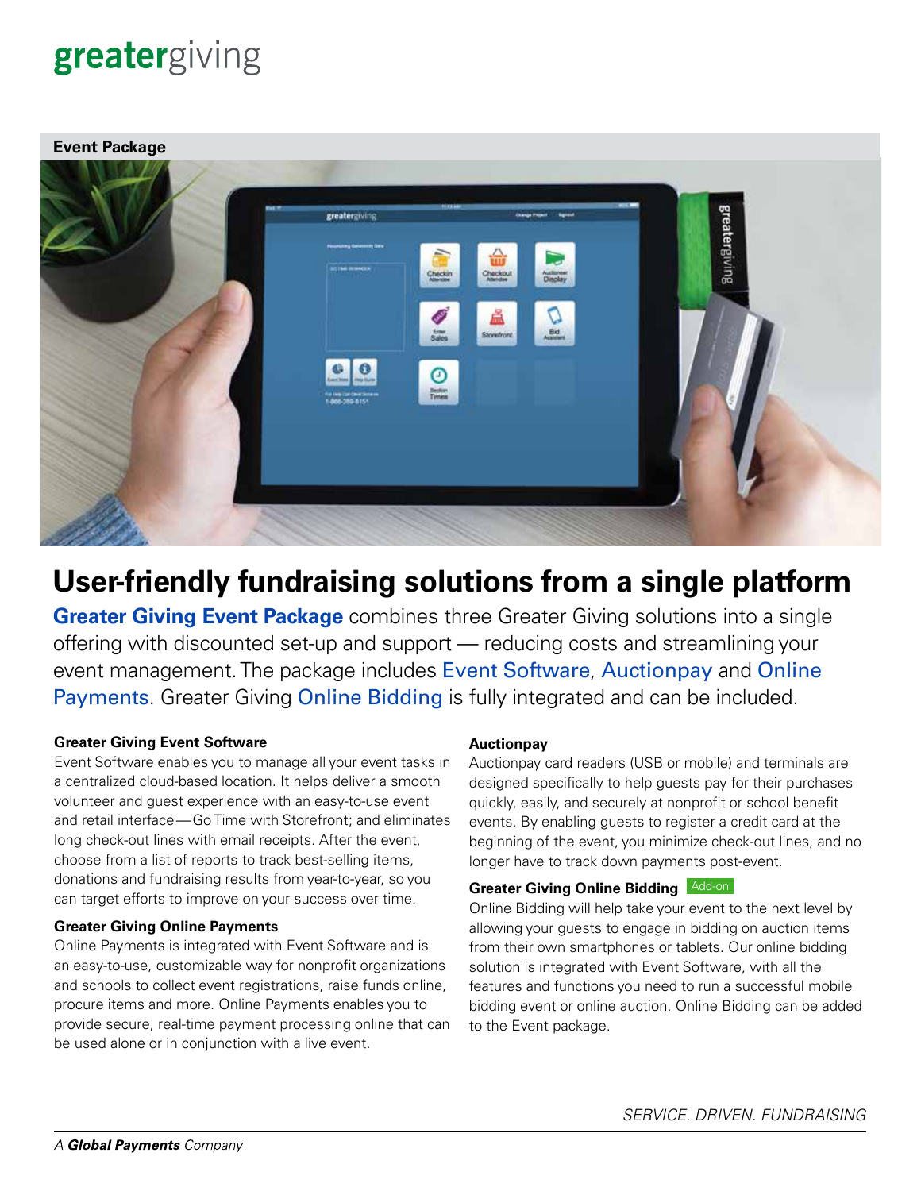# greatergiving

**Event Package**

## User-friendly fundraising solutions from a single platform

**Greater Giving Event Package** combines three Greater Giving solutions into a single offering with discounted set-up and support — reducing costs and streamlining your event management. The package includes Event Software, Auctionpay and Online Payments. Greater Giving Online Bidding is fully integrated and can be included.

### Greater Giving Event Software

Event Software enables you to manage all your event tasks in a centralized cloud-based location. It helps deliver a smooth volunteer and guest experience with an easy-to-use event and retail interface — Go Time with Storefront; and eliminates long check-out lines with email receipts. After the event, choose from a list of reports to track best-selling items, donations and fundraising results from year-to-year, so you can target efforts to improve on your success over time.

### Greater Giving Online Payments

Online Payments is integrated with Event Software and is an easy-to-use, customizable way for nonprofit organizations and schools to collect event registrations, raise funds online, procure items and more. Online Payments enables you to provide secure, real-time payment processing online that can be used alone or in conjunction with a live event.

### Auctionpay

Auctionpay card readers (USB or mobile) and terminals are designed specifically to help guests pay for their purchases quickly, easily, and securely at nonprofit or school benefit events. By enabling guests to register a credit card at the beginning of the event, you minimize check-out lines, and no longer have to track down payments post-event.

### Greater Giving Online Bidding (Add-on)

Online Bidding will help take your event to the next level by allowing your guests to engage in bidding on auction items from their own smartphones or tablets. Our online bidding solution is integrated with Event Software, with all the features and functions you need to run a successful mobile bidding event or online auction. Online Bidding can be added to the Event package.

*SERVICE. DRIVEN. FUNDRAISING*

*A **Global Payments** Company*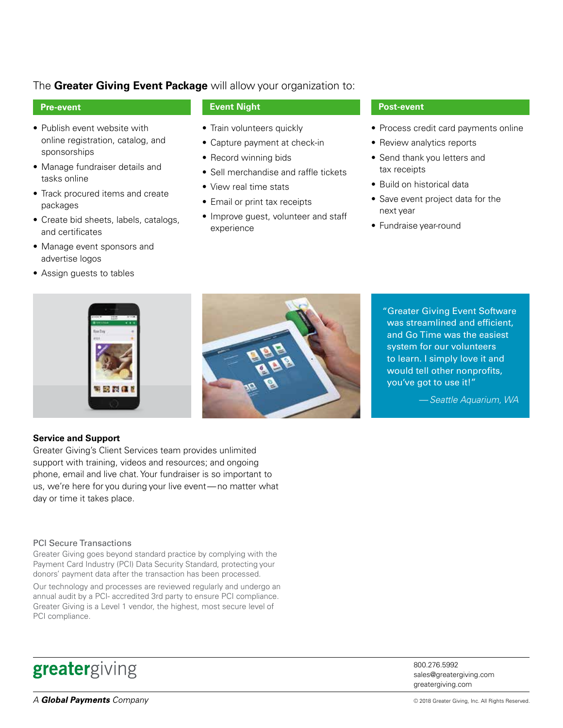The **Greater Giving Event Package** will allow your organization to:

### Pre-event

- Publish event website with online registration, catalog, and sponsorships
- Manage fundraiser details and tasks online
- Track procured items and create packages
- Create bid sheets, labels, catalogs, and certificates
- Manage event sponsors and advertise logos
- Assign guests to tables

### Event Night

- Train volunteers quickly
- Capture payment at check-in
- Record winning bids
- Sell merchandise and raffle tickets
- View real time stats
- Email or print tax receipts
- Improve guest, volunteer and staff experience

### Post-event

- Process credit card payments online
- Review analytics reports
- Send thank you letters and tax receipts
- Build on historical data
- Save event project data for the next year
- Fundraise year-round

"Greater Giving Event Software was streamlined and efficient, and Go Time was the easiest system for our volunteers to learn. I simply love it and would tell other nonprofits, you've got to use it!"

*—Seattle Aquarium, WA*

**Service and Support**

Greater Giving's Client Services team provides unlimited support with training, videos and resources; and ongoing phone, email and live chat. Your fundraiser is so important to us, we're here for you during your live event—no matter what day or time it takes place.

PCI Secure Transactions

Greater Giving goes beyond standard practice by complying with the Payment Card Industry (PCI) Data Security Standard, protecting your donors' payment data after the transaction has been processed.

Our technology and processes are reviewed regularly and undergo an annual audit by a PCI- accredited 3rd party to ensure PCI compliance. Greater Giving is a Level 1 vendor, the highest, most secure level of PCI compliance.

**greater**giving

800.276.5992
sales@greatergiving.com
greatergiving.com

A ***Global Payments*** Company

© 2018 Greater Giving, Inc. All Rights Reserved.